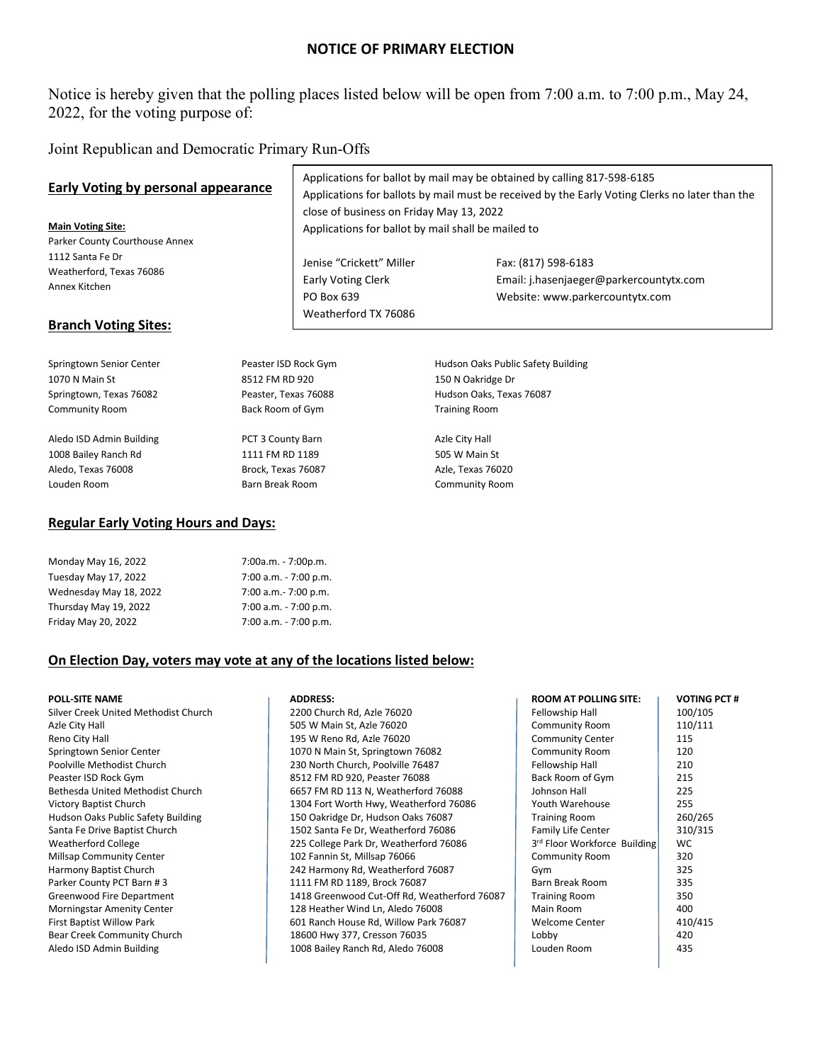# NOTICE OF PRIMARY ELECTION

Notice is hereby given that the polling places listed below will be open from 7:00 a.m. to 7:00 p.m., May 24, 2022, for the voting purpose of:

Joint Republican and Democratic Primary Run-Offs

## Early Voting by personal appearance

Applications for ballot by mail may be obtained by calling 817-598-6185
Applications for ballots by mail must be received by the Early Voting Clerks no later than the close of business on Friday May 13, 2022
Applications for ballot by mail shall be mailed to

Jenise "Crickett" Miller
Early Voting Clerk
PO Box 639
Weatherford TX 76086

Fax: (817) 598-6183
Email: j.hasenjaeger@parkercountytx.com
Website: www.parkercountytx.com

**Main Voting Site:**
Parker County Courthouse Annex
1112 Santa Fe Dr
Weatherford, Texas 76086
Annex Kitchen

## Branch Voting Sites:

Springtown Senior Center
1070 N Main St
Springtown, Texas 76082
Community Room

Peaster ISD Rock Gym
8512 FM RD 920
Peaster, Texas 76088
Back Room of Gym

Hudson Oaks Public Safety Building
150 N Oakridge Dr
Hudson Oaks, Texas 76087
Training Room

Aledo ISD Admin Building
1008 Bailey Ranch Rd
Aledo, Texas 76008
Louden Room

PCT 3 County Barn
1111 FM RD 1189
Brock, Texas 76087
Barn Break Room

Azle City Hall
505 W Main St
Azle, Texas 76020
Community Room

## Regular Early Voting Hours and Days:

| | |
|---|---|
| Monday May 16, 2022 | 7:00a.m. - 7:00p.m. |
| Tuesday May 17, 2022 | 7:00 a.m. - 7:00 p.m. |
| Wednesday May 18, 2022 | 7:00 a.m.- 7:00 p.m. |
| Thursday May 19, 2022 | 7:00 a.m. - 7:00 p.m. |
| Friday May 20, 2022 | 7:00 a.m. - 7:00 p.m. |

## On Election Day, voters may vote at any of the locations listed below:

| POLL-SITE NAME | ADDRESS: | ROOM AT POLLING SITE: | VOTING PCT # |
|---|---|---|---|
| Silver Creek United Methodist Church | 2200 Church Rd, Azle 76020 | Fellowship Hall | 100/105 |
| Azle City Hall | 505 W Main St, Azle 76020 | Community Room | 110/111 |
| Reno City Hall | 195 W Reno Rd, Azle 76020 | Community Center | 115 |
| Springtown Senior Center | 1070 N Main St, Springtown 76082 | Community Room | 120 |
| Poolville Methodist Church | 230 North Church, Poolville 76487 | Fellowship Hall | 210 |
| Peaster ISD Rock Gym | 8512 FM RD 920, Peaster 76088 | Back Room of Gym | 215 |
| Bethesda United Methodist Church | 6657 FM RD 113 N, Weatherford 76088 | Johnson Hall | 225 |
| Victory Baptist Church | 1304 Fort Worth Hwy, Weatherford 76086 | Youth Warehouse | 255 |
| Hudson Oaks Public Safety Building | 150 Oakridge Dr, Hudson Oaks 76087 | Training Room | 260/265 |
| Santa Fe Drive Baptist Church | 1502 Santa Fe Dr, Weatherford 76086 | Family Life Center | 310/315 |
| Weatherford College | 225 College Park Dr, Weatherford 76086 | 3rd Floor Workforce Building | WC |
| Millsap Community Center | 102 Fannin St, Millsap 76066 | Community Room | 320 |
| Harmony Baptist Church | 242 Harmony Rd, Weatherford 76087 | Gym | 325 |
| Parker County PCT Barn # 3 | 1111 FM RD 1189, Brock 76087 | Barn Break Room | 335 |
| Greenwood Fire Department | 1418 Greenwood Cut-Off Rd, Weatherford 76087 | Training Room | 350 |
| Morningstar Amenity Center | 128 Heather Wind Ln, Aledo 76008 | Main Room | 400 |
| First Baptist Willow Park | 601 Ranch House Rd, Willow Park 76087 | Welcome Center | 410/415 |
| Bear Creek Community Church | 18600 Hwy 377, Cresson 76035 | Lobby | 420 |
| Aledo ISD Admin Building | 1008 Bailey Ranch Rd, Aledo 76008 | Louden Room | 435 |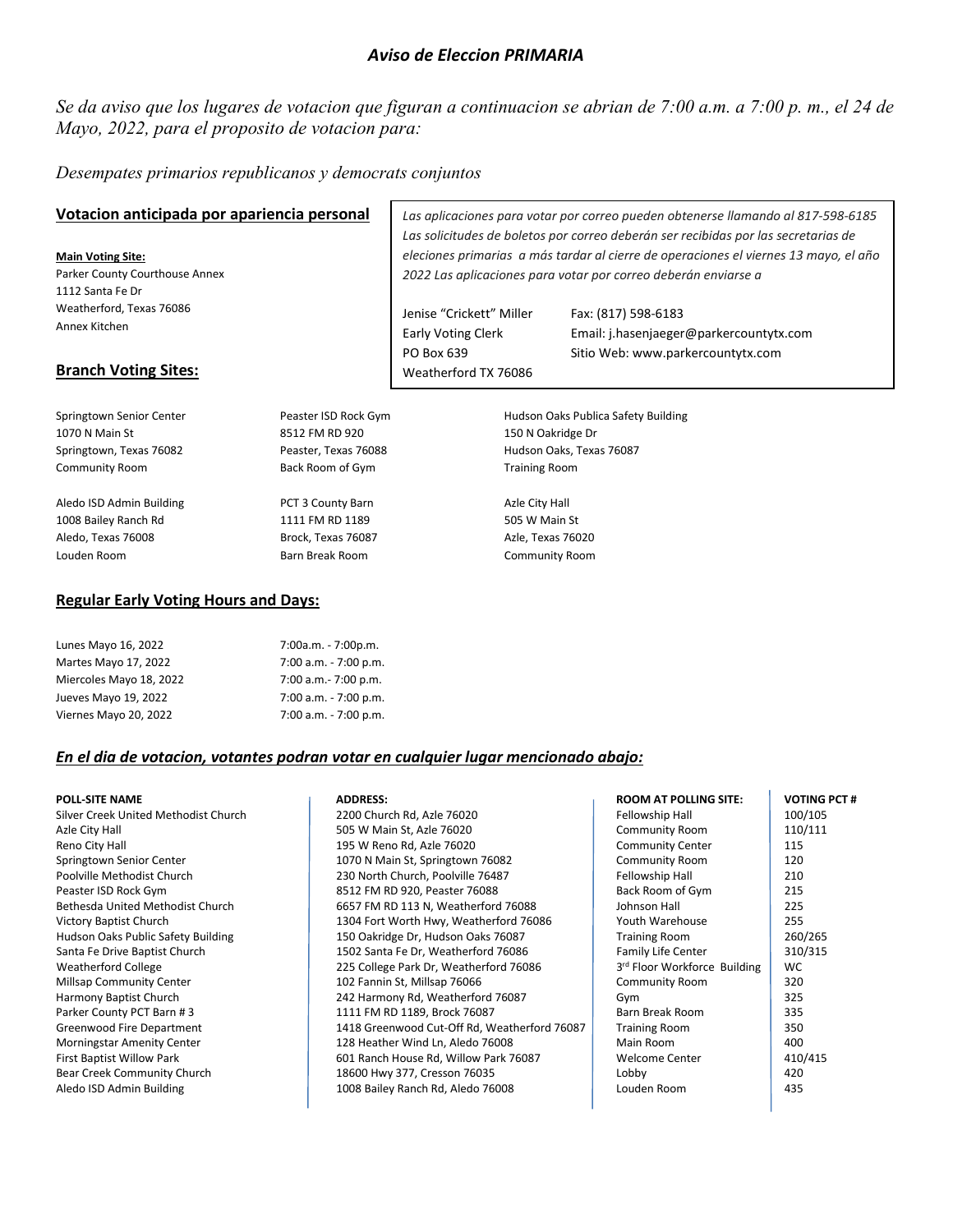## *Aviso de Eleccion PRIMARIA*

*Se da aviso que los lugares de votacion que figuran a continuacion se abrian de 7:00 a.m. a 7:00 p. m., el 24 de Mayo, 2022, para el proposito de votacion para:*

*Desempates primarios republicanos y democrats conjuntos*

### Votacion anticipada por apariencia personal

**Main Voting Site:**
Parker County Courthouse Annex
1112 Santa Fe Dr
Weatherford, Texas 76086
Annex Kitchen

*Las aplicaciones para votar por correo pueden obtenerse llamando al 817-598-6185 Las solicitudes de boletos por correo deberán ser recibidas por las secretarias de eleciones primarias a más tardar al cierre de operaciones el viernes 13 mayo, el año 2022 Las aplicaciones para votar por correo deberán enviarse a*

Jenise "Crickett" Miller
Early Voting Clerk
PO Box 639
Weatherford TX 76086

Fax: (817) 598-6183
Email: j.hasenjaeger@parkercountytx.com
Sitio Web: www.parkercountytx.com

### Branch Voting Sites:

Springtown Senior Center
1070 N Main St
Springtown, Texas 76082
Community Room

Peaster ISD Rock Gym
8512 FM RD 920
Peaster, Texas 76088
Back Room of Gym

Hudson Oaks Publica Safety Building
150 N Oakridge Dr
Hudson Oaks, Texas 76087
Training Room

Aledo ISD Admin Building
1008 Bailey Ranch Rd
Aledo, Texas 76008
Louden Room

PCT 3 County Barn
1111 FM RD 1189
Brock, Texas 76087
Barn Break Room

Azle City Hall
505 W Main St
Azle, Texas 76020
Community Room

### Regular Early Voting Hours and Days:

| | |
|---|---|
| Lunes Mayo 16, 2022 | 7:00a.m. - 7:00p.m. |
| Martes Mayo 17, 2022 | 7:00 a.m. - 7:00 p.m. |
| Miercoles Mayo 18, 2022 | 7:00 a.m.- 7:00 p.m. |
| Jueves Mayo 19, 2022 | 7:00 a.m. - 7:00 p.m. |
| Viernes Mayo 20, 2022 | 7:00 a.m. - 7:00 p.m. |

### *En el dia de votacion, votantes podran votar en cualquier lugar mencionado abajo:*

| POLL-SITE NAME | ADDRESS: | ROOM AT POLLING SITE: | VOTING PCT # |
|---|---|---|---|
| Silver Creek United Methodist Church | 2200 Church Rd, Azle 76020 | Fellowship Hall | 100/105 |
| Azle City Hall | 505 W Main St, Azle 76020 | Community Room | 110/111 |
| Reno City Hall | 195 W Reno Rd, Azle 76020 | Community Center | 115 |
| Springtown Senior Center | 1070 N Main St, Springtown 76082 | Community Room | 120 |
| Poolville Methodist Church | 230 North Church, Poolville 76487 | Fellowship Hall | 210 |
| Peaster ISD Rock Gym | 8512 FM RD 920, Peaster 76088 | Back Room of Gym | 215 |
| Bethesda United Methodist Church | 6657 FM RD 113 N, Weatherford 76088 | Johnson Hall | 225 |
| Victory Baptist Church | 1304 Fort Worth Hwy, Weatherford 76086 | Youth Warehouse | 255 |
| Hudson Oaks Public Safety Building | 150 Oakridge Dr, Hudson Oaks 76087 | Training Room | 260/265 |
| Santa Fe Drive Baptist Church | 1502 Santa Fe Dr, Weatherford 76086 | Family Life Center | 310/315 |
| Weatherford College | 225 College Park Dr, Weatherford 76086 | 3rd Floor Workforce Building | WC |
| Millsap Community Center | 102 Fannin St, Millsap 76066 | Community Room | 320 |
| Harmony Baptist Church | 242 Harmony Rd, Weatherford 76087 | Gym | 325 |
| Parker County PCT Barn # 3 | 1111 FM RD 1189, Brock 76087 | Barn Break Room | 335 |
| Greenwood Fire Department | 1418 Greenwood Cut-Off Rd, Weatherford 76087 | Training Room | 350 |
| Morningstar Amenity Center | 128 Heather Wind Ln, Aledo 76008 | Main Room | 400 |
| First Baptist Willow Park | 601 Ranch House Rd, Willow Park 76087 | Welcome Center | 410/415 |
| Bear Creek Community Church | 18600 Hwy 377, Cresson 76035 | Lobby | 420 |
| Aledo ISD Admin Building | 1008 Bailey Ranch Rd, Aledo 76008 | Louden Room | 435 |